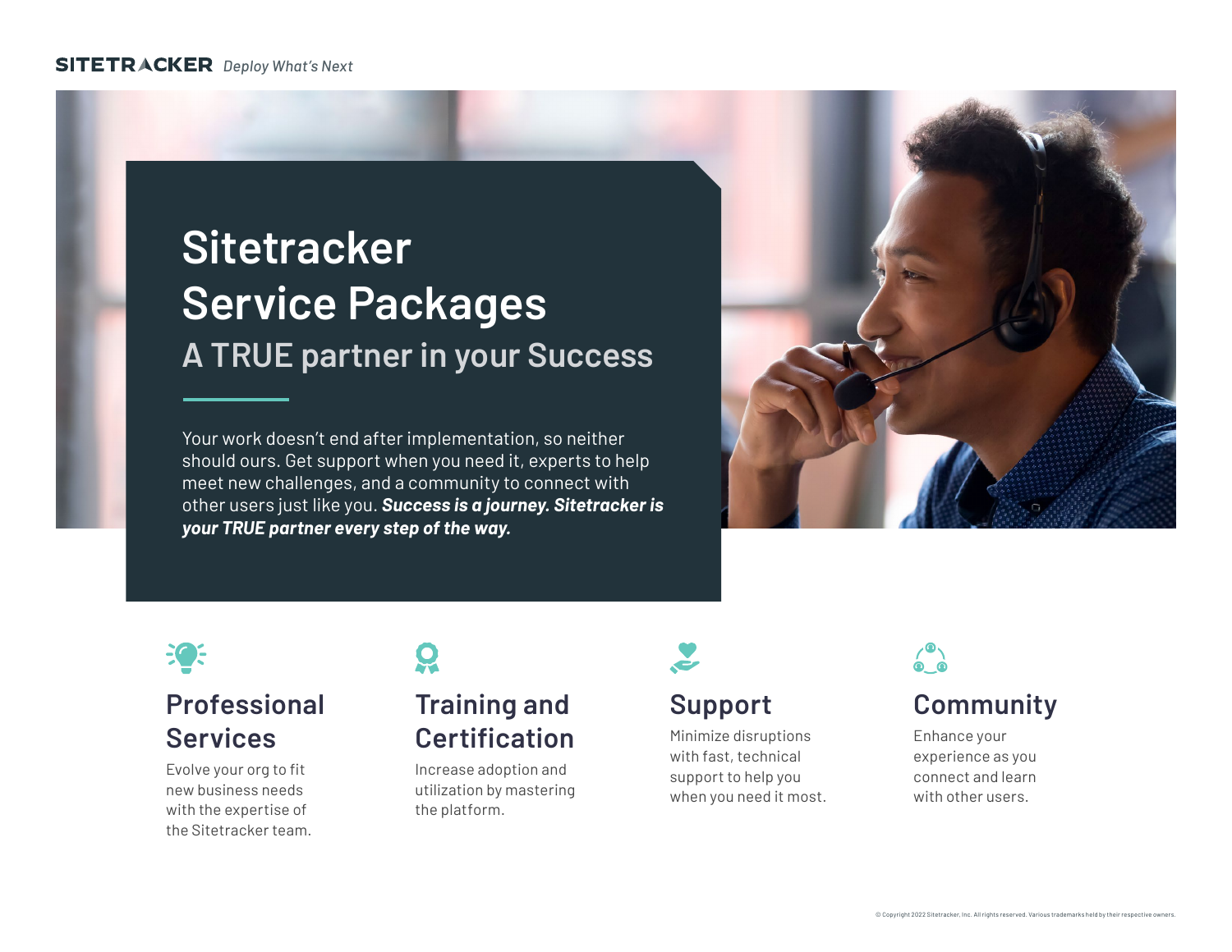SITETRACKER *Deploy What's Next*

# Sitetracker Service Packages

## A TRUE partner in your Success

Your work doesn't end after implementation, so neither should ours. Get support when you need it, experts to help meet new challenges, and a community to connect with other users just like you. ***Success is a journey. Sitetracker is your TRUE partner every step of the way.***

### Professional Services

Evolve your org to fit new business needs with the expertise of the Sitetracker team.

### Training and Certification

Increase adoption and utilization by mastering the platform.

### Support

Minimize disruptions with fast, technical support to help you when you need it most.

### Community

Enhance your experience as you connect and learn with other users.

© Copyright 2022 Sitetracker, Inc. All rights reserved. Various trademarks held by their respective owners.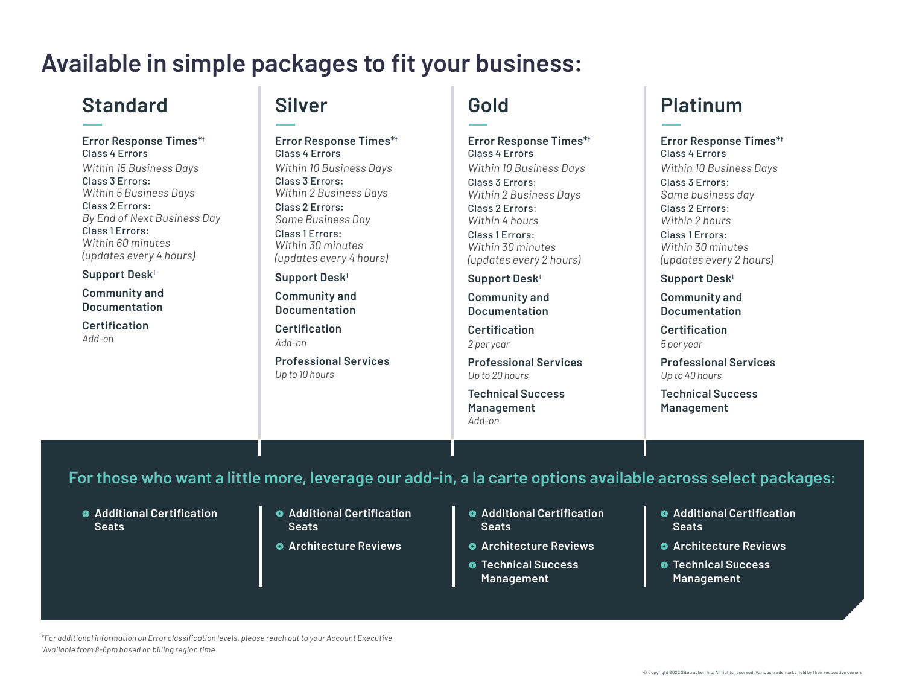# Available in simple packages to fit your business:

## Standard

**Error Response Times*†**

**Class 4 Errors**
*Within 15 Business Days*

**Class 3 Errors:**
*Within 5 Business Days*

**Class 2 Errors:**
*By End of Next Business Day*

**Class 1 Errors:**
*Within 60 minutes (updates every 4 hours)*

**Support Desk†**

**Community and Documentation**

**Certification**
*Add-on*

## Silver

**Error Response Times*†**

**Class 4 Errors**
*Within 10 Business Days*

**Class 3 Errors:**
*Within 2 Business Days*

**Class 2 Errors:**
*Same Business Day*

**Class 1 Errors:**
*Within 30 minutes (updates every 4 hours)*

**Support Desk†**

**Community and Documentation**

**Certification**
*Add-on*

**Professional Services**
*Up to 10 hours*

## Gold

**Error Response Times*†**

**Class 4 Errors**
*Within 10 Business Days*

**Class 3 Errors:**
*Within 2 Business Days*

**Class 2 Errors:**
*Within 4 hours*

**Class 1 Errors:**
*Within 30 minutes (updates every 2 hours)*

**Support Desk†**

**Community and Documentation**

**Certification**
*2 per year*

**Professional Services**
*Up to 20 hours*

**Technical Success Management**
*Add-on*

## Platinum

**Error Response Times*†**

**Class 4 Errors**
*Within 10 Business Days*

**Class 3 Errors:**
*Same business day*

**Class 2 Errors:**
*Within 2 hours*

**Class 1 Errors:**
*Within 30 minutes (updates every 2 hours)*

**Support Desk†**

**Community and Documentation**

**Certification**
*5 per year*

**Professional Services**
*Up to 40 hours*

**Technical Success Management**

## For those who want a little more, leverage our add-in, a la carte options available across select packages:

**Standard**
- Additional Certification Seats

**Silver**
- Additional Certification Seats
- Architecture Reviews

**Gold**
- Additional Certification Seats
- Architecture Reviews
- Technical Success Management

**Platinum**
- Additional Certification Seats
- Architecture Reviews
- Technical Success Management

*\*For additional information on Error classification levels, please reach out to your Account Executive*
*†Available from 8-6pm based on billing region time*

© Copyright 2022 Sitetracker, Inc. All rights reserved. Various trademarks held by their respective owners.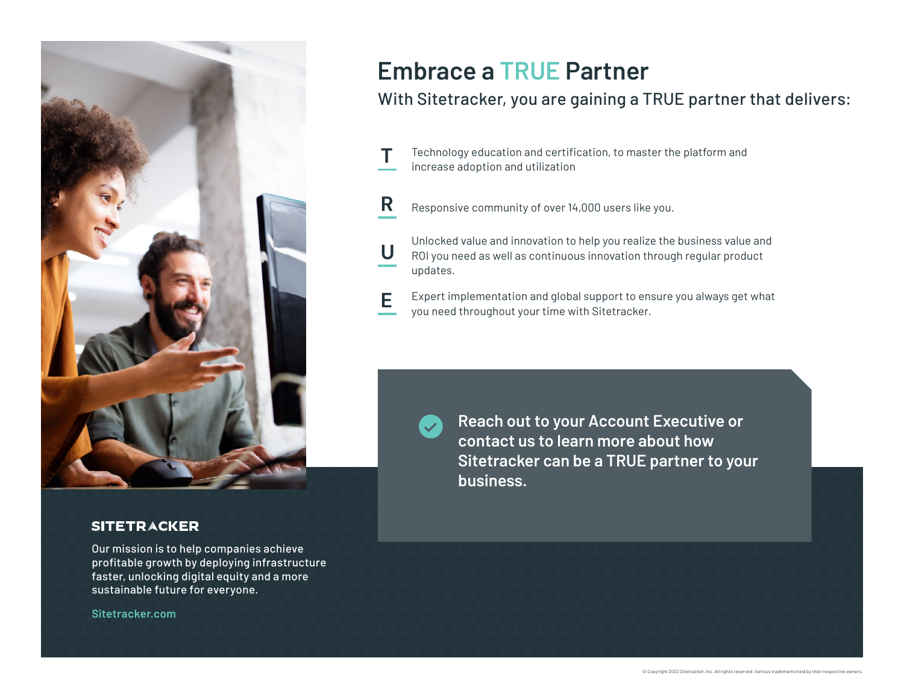# Embrace a TRUE Partner

## With Sitetracker, you are gaining a TRUE partner that delivers:

**T** Technology education and certification, to master the platform and increase adoption and utilization

**R** Responsive community of over 14,000 users like you.

**U** Unlocked value and innovation to help you realize the business value and ROI you need as well as continuous innovation through regular product updates.

**E** Expert implementation and global support to ensure you always get what you need throughout your time with Sitetracker.

**Reach out to your Account Executive or contact us to learn more about how Sitetracker can be a TRUE partner to your business.**

**SITETRACKER**

Our mission is to help companies achieve profitable growth by deploying infrastructure faster, unlocking digital equity and a more sustainable future for everyone.

Sitetracker.com

© Copyright 2022 Sitetracker, Inc. All rights reserved. Various trademarks held by their respective owners.